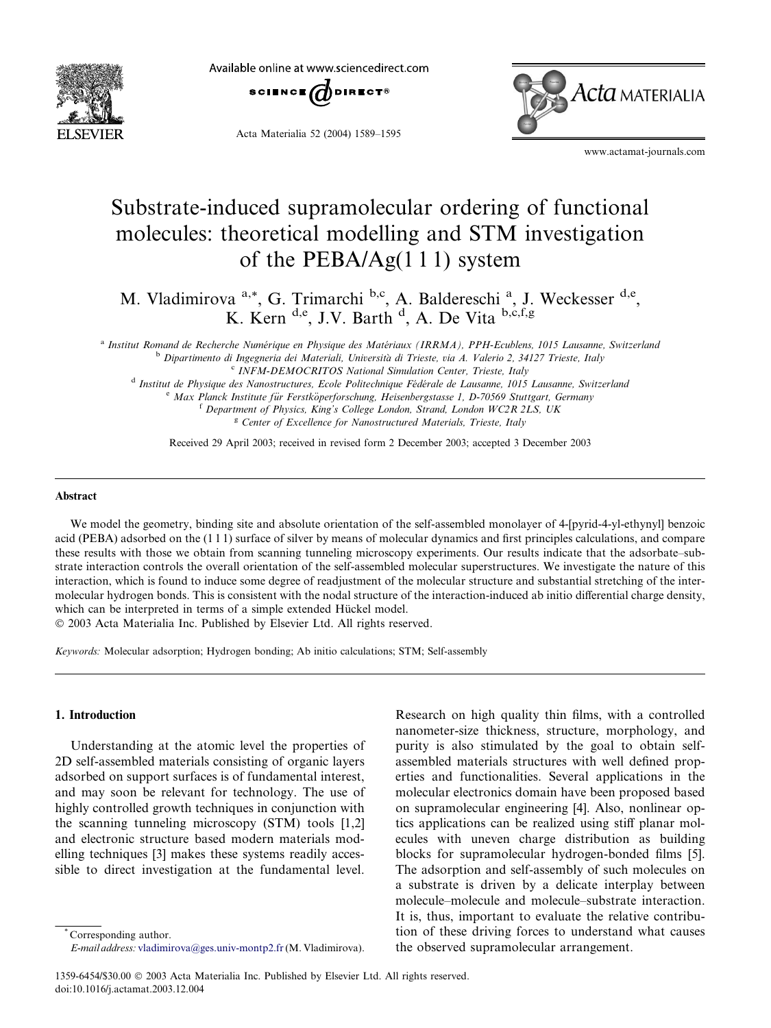# Substrate-induced supramolecular ordering of functional molecules: theoretical modelling and STM investigation of the PEBA/Ag(1 1 1) system

M. Vladimirova [a,*], G. Trimarchi [b,c], A. Baldereschi [a], J. Weckesser [d,e], K. Kern [d,e], J.V. Barth [d], A. De Vita [b,c,f,g]

[a] Institut Romand de Recherche Numérique en Physique des Matériaux (IRRMA), PPH-Ecublens, 1015 Lausanne, Switzerland
[b] Dipartimento di Ingegneria dei Materiali, Università di Trieste, via A. Valerio 2, 34127 Trieste, Italy
[c] INFM-DEMOCRITOS National Simulation Center, Trieste, Italy
[d] Institut de Physique des Nanostructures, Ecole Politechnique Fédérale de Lausanne, 1015 Lausanne, Switzerland
[e] Max Planck Institute für Ferstköperforschung, Heisenbergstasse 1, D-70569 Stuttgart, Germany
[f] Department of Physics, King's College London, Strand, London WC2R 2LS, UK
[g] Center of Excellence for Nanostructured Materials, Trieste, Italy

Received 29 April 2003; received in revised form 2 December 2003; accepted 3 December 2003

## Abstract

We model the geometry, binding site and absolute orientation of the self-assembled monolayer of 4-[pyrid-4-yl-ethynyl] benzoic acid (PEBA) adsorbed on the (1 1 1) surface of silver by means of molecular dynamics and first principles calculations, and compare these results with those we obtain from scanning tunneling microscopy experiments. Our results indicate that the adsorbate–substrate interaction controls the overall orientation of the self-assembled molecular superstructures. We investigate the nature of this interaction, which is found to induce some degree of readjustment of the molecular structure and substantial stretching of the intermolecular hydrogen bonds. This is consistent with the nodal structure of the interaction-induced ab initio differential charge density, which can be interpreted in terms of a simple extended Hückel model.

© 2003 Acta Materialia Inc. Published by Elsevier Ltd. All rights reserved.

*Keywords:* Molecular adsorption; Hydrogen bonding; Ab initio calculations; STM; Self-assembly

## 1. Introduction

Understanding at the atomic level the properties of 2D self-assembled materials consisting of organic layers adsorbed on support surfaces is of fundamental interest, and may soon be relevant for technology. The use of highly controlled growth techniques in conjunction with the scanning tunneling microscopy (STM) tools [1,2] and electronic structure based modern materials modelling techniques [3] makes these systems readily accessible to direct investigation at the fundamental level. Research on high quality thin films, with a controlled nanometer-size thickness, structure, morphology, and purity is also stimulated by the goal to obtain self-assembled materials structures with well defined properties and functionalities. Several applications in the molecular electronics domain have been proposed based on supramolecular engineering [4]. Also, nonlinear optics applications can be realized using stiff planar molecules with uneven charge distribution as building blocks for supramolecular hydrogen-bonded films [5]. The adsorption and self-assembly of such molecules on a substrate is driven by a delicate interplay between molecule–molecule and molecule–substrate interaction. It is, thus, important to evaluate the relative contribution of these driving forces to understand what causes the observed supramolecular arrangement.

* Corresponding author.
*E-mail address:* vladimirova@ges.univ-montp2.fr (M. Vladimirova).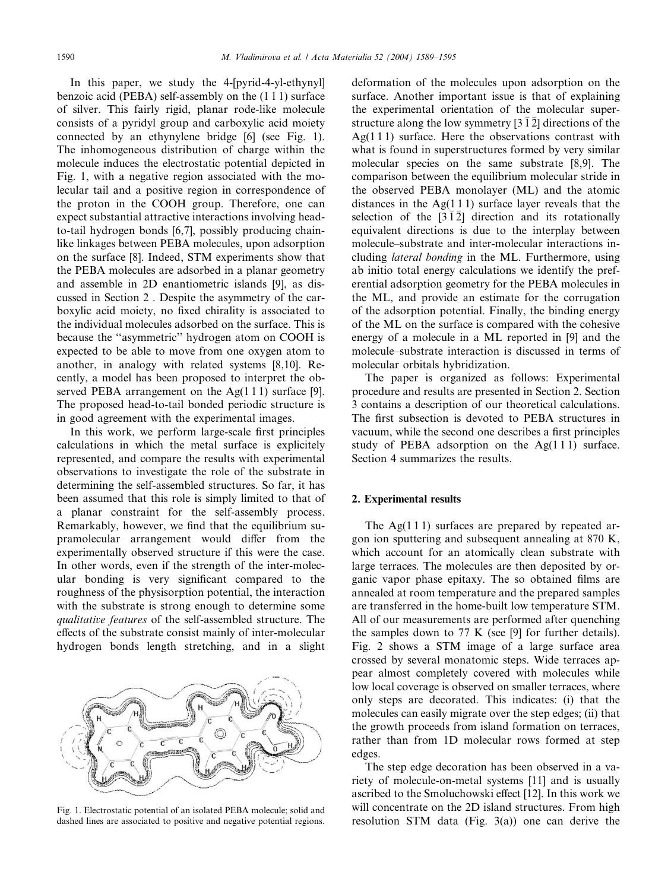In this paper, we study the 4-[pyrid-4-yl-ethynyl] benzoic acid (PEBA) self-assembly on the (1 1 1) surface of silver. This fairly rigid, planar rode-like molecule consists of a pyridyl group and carboxylic acid moiety connected by an ethynylene bridge [6] (see Fig. 1). The inhomogeneous distribution of charge within the molecule induces the electrostatic potential depicted in Fig. 1, with a negative region associated with the molecular tail and a positive region in correspondence of the proton in the COOH group. Therefore, one can expect substantial attractive interactions involving head-to-tail hydrogen bonds [6,7], possibly producing chain-like linkages between PEBA molecules, upon adsorption on the surface [8]. Indeed, STM experiments show that the PEBA molecules are adsorbed in a planar geometry and assemble in 2D enantiometric islands [9], as discussed in Section 2 . Despite the asymmetry of the carboxylic acid moiety, no fixed chirality is associated to the individual molecules adsorbed on the surface. This is because the ''asymmetric'' hydrogen atom on COOH is expected to be able to move from one oxygen atom to another, in analogy with related systems [8,10]. Recently, a model has been proposed to interpret the observed PEBA arrangement on the Ag(1 1 1) surface [9]. The proposed head-to-tail bonded periodic structure is in good agreement with the experimental images.

In this work, we perform large-scale first principles calculations in which the metal surface is explicitely represented, and compare the results with experimental observations to investigate the role of the substrate in determining the self-assembled structures. So far, it has been assumed that this role is simply limited to that of a planar constraint for the self-assembly process. Remarkably, however, we find that the equilibrium supramolecular arrangement would differ from the experimentally observed structure if this were the case. In other words, even if the strength of the inter-molecular bonding is very significant compared to the roughness of the physisorption potential, the interaction with the substrate is strong enough to determine some *qualitative features* of the self-assembled structure. The effects of the substrate consist mainly of inter-molecular hydrogen bonds length stretching, and in a slight deformation of the molecules upon adsorption on the surface. Another important issue is that of explaining the experimental orientation of the molecular superstructure along the low symmetry $[3\bar{1}\bar{2}]$ directions of the Ag(1 1 1) surface. Here the observations contrast with what is found in superstructures formed by very similar molecular species on the same substrate [8,9]. The comparison between the equilibrium molecular stride in the observed PEBA monolayer (ML) and the atomic distances in the Ag(1 1 1) surface layer reveals that the selection of the $[3\bar{1}\bar{2}]$ direction and its rotationally equivalent directions is due to the interplay between molecule–substrate and inter-molecular interactions including *lateral bonding* in the ML. Furthermore, using ab initio total energy calculations we identify the preferential adsorption geometry for the PEBA molecules in the ML, and provide an estimate for the corrugation of the adsorption potential. Finally, the binding energy of the ML on the surface is compared with the cohesive energy of a molecule in a ML reported in [9] and the molecule–substrate interaction is discussed in terms of molecular orbitals hybridization.

The paper is organized as follows: Experimental procedure and results are presented in Section 2. Section 3 contains a description of our theoretical calculations. The first subsection is devoted to PEBA structures in vacuum, while the second one describes a first principles study of PEBA adsorption on the Ag(1 1 1) surface. Section 4 summarizes the results.

Fig. 1. Electrostatic potential of an isolated PEBA molecule; solid and dashed lines are associated to positive and negative potential regions.

## 2. Experimental results

The Ag(1 1 1) surfaces are prepared by repeated argon ion sputtering and subsequent annealing at 870 K, which account for an atomically clean substrate with large terraces. The molecules are then deposited by organic vapor phase epitaxy. The so obtained films are annealed at room temperature and the prepared samples are transferred in the home-built low temperature STM. All of our measurements are performed after quenching the samples down to 77 K (see [9] for further details). Fig. 2 shows a STM image of a large surface area crossed by several monatomic steps. Wide terraces appear almost completely covered with molecules while low local coverage is observed on smaller terraces, where only steps are decorated. This indicates: (i) that the molecules can easily migrate over the step edges; (ii) that the growth proceeds from island formation on terraces, rather than from 1D molecular rows formed at step edges.

The step edge decoration has been observed in a variety of molecule-on-metal systems [11] and is usually ascribed to the Smoluchowski effect [12]. In this work we will concentrate on the 2D island structures. From high resolution STM data (Fig. 3(a)) one can derive the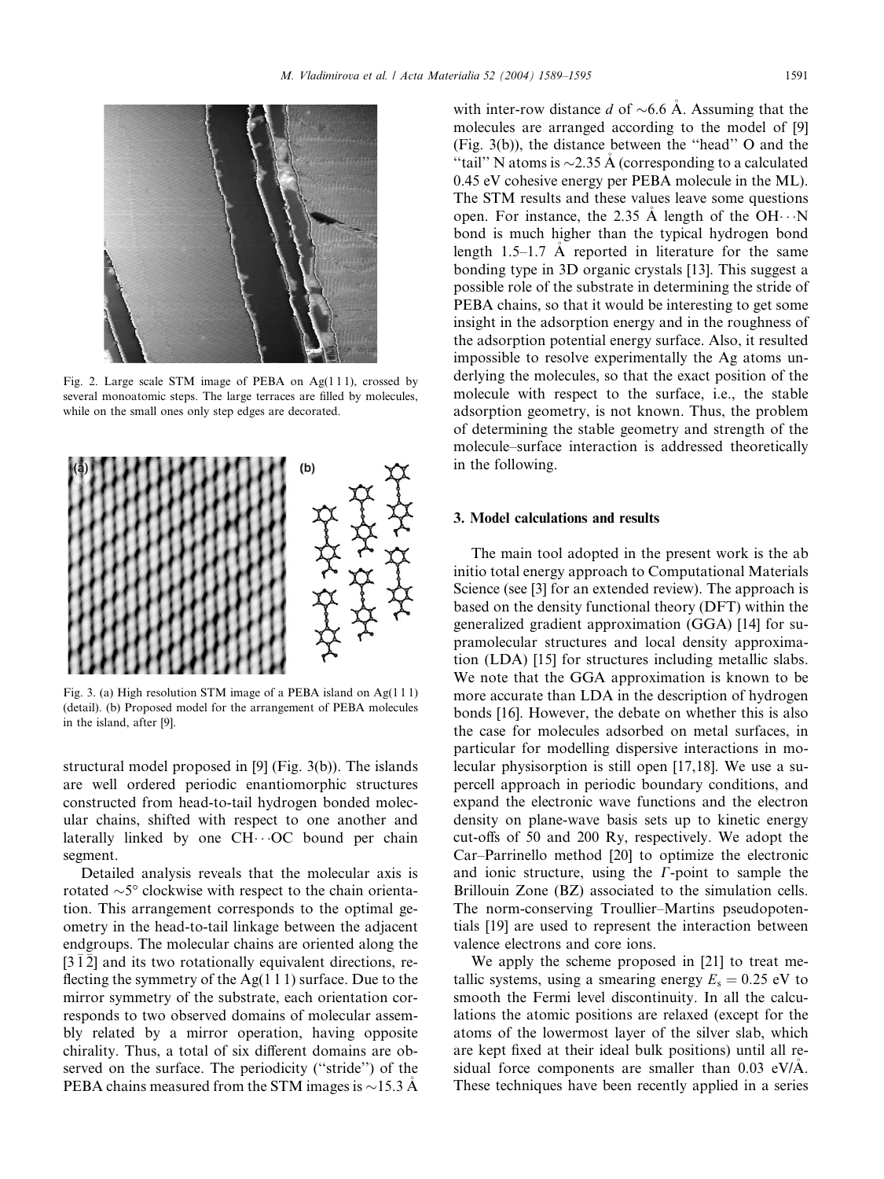Fig. 2. Large scale STM image of PEBA on Ag(1 1 1), crossed by several monoatomic steps. The large terraces are filled by molecules, while on the small ones only step edges are decorated.

Fig. 3. (a) High resolution STM image of a PEBA island on Ag(1 1 1) (detail). (b) Proposed model for the arrangement of PEBA molecules in the island, after [9].

structural model proposed in [9] (Fig. 3(b)). The islands are well ordered periodic enantiomorphic structures constructed from head-to-tail hydrogen bonded molecular chains, shifted with respect to one another and laterally linked by one CH···OC bound per chain segment.

Detailed analysis reveals that the molecular axis is rotated ~5° clockwise with respect to the chain orientation. This arrangement corresponds to the optimal geometry in the head-to-tail linkage between the adjacent endgroups. The molecular chains are oriented along the $[3\bar{1}\bar{2}]$ and its two rotationally equivalent directions, reflecting the symmetry of the Ag(1 1 1) surface. Due to the mirror symmetry of the substrate, each orientation corresponds to two observed domains of molecular assembly related by a mirror operation, having opposite chirality. Thus, a total of six different domains are observed on the surface. The periodicity ("stride") of the PEBA chains measured from the STM images is ~15.3 Å with inter-row distance $d$ of ~6.6 Å. Assuming that the molecules are arranged according to the model of [9] (Fig. 3(b)), the distance between the "head" O and the "tail" N atoms is ~2.35 Å (corresponding to a calculated 0.45 eV cohesive energy per PEBA molecule in the ML). The STM results and these values leave some questions open. For instance, the 2.35 Å length of the OH···N bond is much higher than the typical hydrogen bond length 1.5–1.7 Å reported in literature for the same bonding type in 3D organic crystals [13]. This suggest a possible role of the substrate in determining the stride of PEBA chains, so that it would be interesting to get some insight in the adsorption energy and in the roughness of the adsorption potential energy surface. Also, it resulted impossible to resolve experimentally the Ag atoms underlying the molecules, so that the exact position of the molecule with respect to the surface, i.e., the stable adsorption geometry, is not known. Thus, the problem of determining the stable geometry and strength of the molecule–surface interaction is addressed theoretically in the following.

## 3. Model calculations and results

The main tool adopted in the present work is the ab initio total energy approach to Computational Materials Science (see [3] for an extended review). The approach is based on the density functional theory (DFT) within the generalized gradient approximation (GGA) [14] for supramolecular structures and local density approximation (LDA) [15] for structures including metallic slabs. We note that the GGA approximation is known to be more accurate than LDA in the description of hydrogen bonds [16]. However, the debate on whether this is also the case for molecules adsorbed on metal surfaces, in particular for modelling dispersive interactions in molecular physisorption is still open [17,18]. We use a supercell approach in periodic boundary conditions, and expand the electronic wave functions and the electron density on plane-wave basis sets up to kinetic energy cut-offs of 50 and 200 Ry, respectively. We adopt the Car–Parrinello method [20] to optimize the electronic and ionic structure, using the $\Gamma$-point to sample the Brillouin Zone (BZ) associated to the simulation cells. The norm-conserving Troullier–Martins pseudopotentials [19] are used to represent the interaction between valence electrons and core ions.

We apply the scheme proposed in [21] to treat metallic systems, using a smearing energy $E_s = 0.25$ eV to smooth the Fermi level discontinuity. In all the calculations the atomic positions are relaxed (except for the atoms of the lowermost layer of the silver slab, which are kept fixed at their ideal bulk positions) until all residual force components are smaller than 0.03 eV/Å. These techniques have been recently applied in a series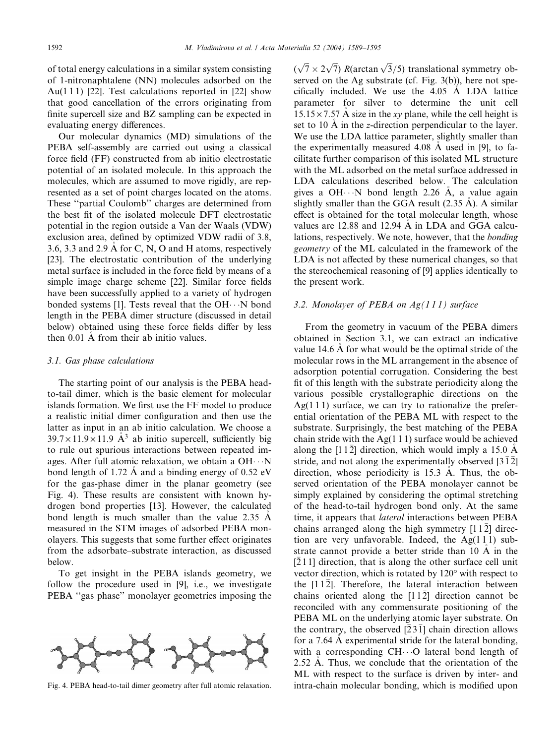of total energy calculations in a similar system consisting of 1-nitronaphtalene (NN) molecules adsorbed on the Au(1 1 1) [22]. Test calculations reported in [22] show that good cancellation of the errors originating from finite supercell size and BZ sampling can be expected in evaluating energy differences.

Our molecular dynamics (MD) simulations of the PEBA self-assembly are carried out using a classical force field (FF) constructed from ab initio electrostatic potential of an isolated molecule. In this approach the molecules, which are assumed to move rigidly, are represented as a set of point charges located on the atoms. These ''partial Coulomb'' charges are determined from the best fit of the isolated molecule DFT electrostatic potential in the region outside a Van der Waals (VDW) exclusion area, defined by optimized VDW radii of 3.8, 3.6, 3.3 and 2.9 Å for C, N, O and H atoms, respectively [23]. The electrostatic contribution of the underlying metal surface is included in the force field by means of a simple image charge scheme [22]. Similar force fields have been successfully applied to a variety of hydrogen bonded systems [1]. Tests reveal that the OH···N bond length in the PEBA dimer structure (discussed in detail below) obtained using these force fields differ by less then 0.01 Å from their ab initio values.

### 3.1. Gas phase calculations

The starting point of our analysis is the PEBA head-to-tail dimer, which is the basic element for molecular islands formation. We first use the FF model to produce a realistic initial dimer configuration and then use the latter as input in an ab initio calculation. We choose a $39.7\times11.9\times11.9$ Å$^3$ ab initio supercell, sufficiently big to rule out spurious interactions between repeated images. After full atomic relaxation, we obtain a OH···N bond length of 1.72 Å and a binding energy of 0.52 eV for the gas-phase dimer in the planar geometry (see Fig. 4). These results are consistent with known hydrogen bond properties [13]. However, the calculated bond length is much smaller than the value 2.35 Å measured in the STM images of adsorbed PEBA monolayers. This suggests that some further effect originates from the adsorbate–substrate interaction, as discussed below.

To get insight in the PEBA islands geometry, we follow the procedure used in [9], i.e., we investigate PEBA ''gas phase'' monolayer geometries imposing the

Fig. 4. PEBA head-to-tail dimer geometry after full atomic relaxation.

$(\sqrt{7}\times2\sqrt{7})$ $R(\arctan\sqrt{3}/5)$ translational symmetry observed on the Ag substrate (cf. Fig. 3(b)), here not specifically included. We use the 4.05 Å LDA lattice parameter for silver to determine the unit cell $15.15\times7.57$ Å size in the $xy$ plane, while the cell height is set to 10 Å in the $z$-direction perpendicular to the layer. We use the LDA lattice parameter, slightly smaller than the experimentally measured 4.08 Å used in [9], to facilitate further comparison of this isolated ML structure with the ML adsorbed on the metal surface addressed in LDA calculations described below. The calculation gives a OH···N bond length 2.26 Å, a value again slightly smaller than the GGA result (2.35 Å). A similar effect is obtained for the total molecular length, whose values are 12.88 and 12.94 Å in LDA and GGA calculations, respectively. We note, however, that the *bonding geometry* of the ML calculated in the framework of the LDA is not affected by these numerical changes, so that the stereochemical reasoning of [9] applies identically to the present work.

### 3.2. Monolayer of PEBA on Ag(1 1 1) surface

From the geometry in vacuum of the PEBA dimers obtained in Section 3.1, we can extract an indicative value 14.6 Å for what would be the optimal stride of the molecular rows in the ML arrangement in the absence of adsorption potential corrugation. Considering the best fit of this length with the substrate periodicity along the various possible crystallographic directions on the Ag(1 1 1) surface, we can try to rationalize the preferential orientation of the PEBA ML with respect to the substrate. Surprisingly, the best matching of the PEBA chain stride with the Ag(1 1 1) surface would be achieved along the $[11\bar{2}]$ direction, which would imply a 15.0 Å stride, and not along the experimentally observed $[3\bar{1}\bar{2}]$ direction, whose periodicity is 15.3 Å. Thus, the observed orientation of the PEBA monolayer cannot be simply explained by considering the optimal stretching of the head-to-tail hydrogen bond only. At the same time, it appears that *lateral* interactions between PEBA chains arranged along the high symmetry $[11\bar{2}]$ direction are very unfavorable. Indeed, the Ag(1 1 1) substrate cannot provide a better stride than 10 Å in the $[\bar{2}11]$ direction, that is along the other surface cell unit vector direction, which is rotated by 120° with respect to the $[11\bar{2}]$. Therefore, the lateral interaction between chains oriented along the $[11\bar{2}]$ direction cannot be reconciled with any commensurate positioning of the PEBA ML on the underlying atomic layer substrate. On the contrary, the observed $[\bar{2}3\bar{1}]$ chain direction allows for a 7.64 Å experimental stride for the lateral bonding, with a corresponding CH···O lateral bond length of 2.52 Å. Thus, we conclude that the orientation of the ML with respect to the surface is driven by inter- and intra-chain molecular bonding, which is modified upon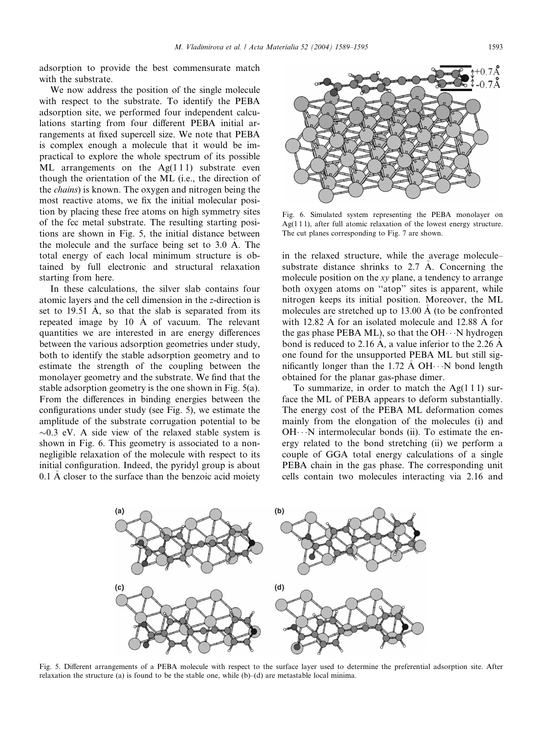adsorption to provide the best commensurate match with the substrate.

We now address the position of the single molecule with respect to the substrate. To identify the PEBA adsorption site, we performed four independent calculations starting from four different PEBA initial arrangements at fixed supercell size. We note that PEBA is complex enough a molecule that it would be impractical to explore the whole spectrum of its possible ML arrangements on the Ag(1 1 1) substrate even though the orientation of the ML (i.e., the direction of the *chains*) is known. The oxygen and nitrogen being the most reactive atoms, we fix the initial molecular position by placing these free atoms on high symmetry sites of the fcc metal substrate. The resulting starting positions are shown in Fig. 5, the initial distance between the molecule and the surface being set to 3.0 Å. The total energy of each local minimum structure is obtained by full electronic and structural relaxation starting from here.

In these calculations, the silver slab contains four atomic layers and the cell dimension in the *z*-direction is set to 19.51 Å, so that the slab is separated from its repeated image by 10 Å of vacuum. The relevant quantities we are interested in are energy differences between the various adsorption geometries under study, both to identify the stable adsorption geometry and to estimate the strength of the coupling between the monolayer geometry and the substrate. We find that the stable adsorption geometry is the one shown in Fig. 5(a). From the differences in binding energies between the configurations under study (see Fig. 5), we estimate the amplitude of the substrate corrugation potential to be ~0.3 eV. A side view of the relaxed stable system is shown in Fig. 6. This geometry is associated to a non-negligible relaxation of the molecule with respect to its initial configuration. Indeed, the pyridyl group is about 0.1 Å closer to the surface than the benzoic acid moiety in the relaxed structure, while the average molecule–substrate distance shrinks to 2.7 Å. Concerning the molecule position on the *xy* plane, a tendency to arrange both oxygen atoms on "atop" sites is apparent, while nitrogen keeps its initial position. Moreover, the ML molecules are stretched up to 13.00 Å (to be confronted with 12.82 Å for an isolated molecule and 12.88 Å for the gas phase PEBA ML), so that the OH···N hydrogen bond is reduced to 2.16 Å, a value inferior to the 2.26 Å one found for the unsupported PEBA ML but still significantly longer than the 1.72 Å OH···N bond length obtained for the planar gas-phase dimer.

Fig. 6. Simulated system representing the PEBA monolayer on Ag(1 1 1), after full atomic relaxation of the lowest energy structure. The cut planes corresponding to Fig. 7 are shown.

To summarize, in order to match the Ag(1 1 1) surface the ML of PEBA appears to deform substantially. The energy cost of the PEBA ML deformation comes mainly from the elongation of the molecules (i) and OH···N intermolecular bonds (ii). To estimate the energy related to the bond stretching (ii) we perform a couple of GGA total energy calculations of a single PEBA chain in the gas phase. The corresponding unit cells contain two molecules interacting via 2.16 and

Fig. 5. Different arrangements of a PEBA molecule with respect to the surface layer used to determine the preferential adsorption site. After relaxation the structure (a) is found to be the stable one, while (b)–(d) are metastable local minima.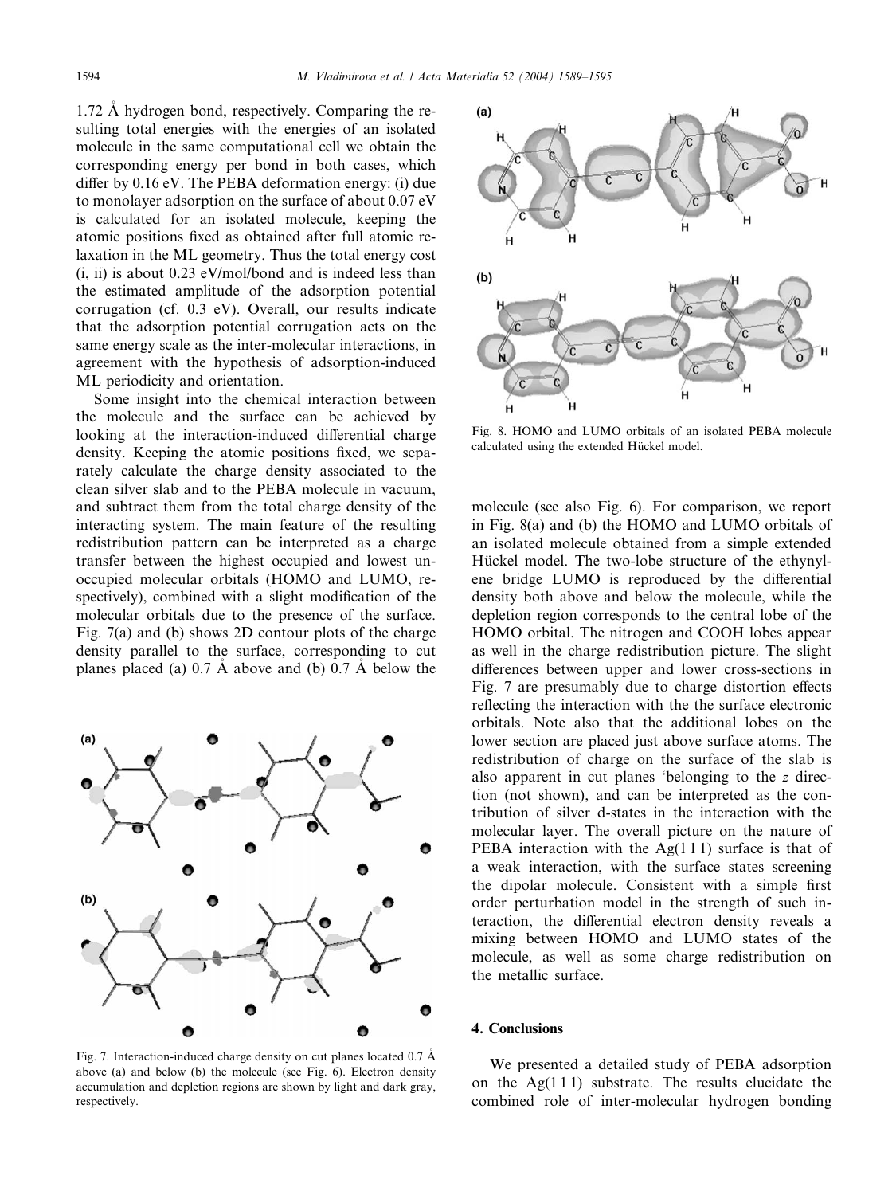1.72 Å hydrogen bond, respectively. Comparing the resulting total energies with the energies of an isolated molecule in the same computational cell we obtain the corresponding energy per bond in both cases, which differ by 0.16 eV. The PEBA deformation energy: (i) due to monolayer adsorption on the surface of about 0.07 eV is calculated for an isolated molecule, keeping the atomic positions fixed as obtained after full atomic relaxation in the ML geometry. Thus the total energy cost (i, ii) is about 0.23 eV/mol/bond and is indeed less than the estimated amplitude of the adsorption potential corrugation (cf. 0.3 eV). Overall, our results indicate that the adsorption potential corrugation acts on the same energy scale as the inter-molecular interactions, in agreement with the hypothesis of adsorption-induced ML periodicity and orientation.

Some insight into the chemical interaction between the molecule and the surface can be achieved by looking at the interaction-induced differential charge density. Keeping the atomic positions fixed, we separately calculate the charge density associated to the clean silver slab and to the PEBA molecule in vacuum, and subtract them from the total charge density of the interacting system. The main feature of the resulting redistribution pattern can be interpreted as a charge transfer between the highest occupied and lowest unoccupied molecular orbitals (HOMO and LUMO, respectively), combined with a slight modification of the molecular orbitals due to the presence of the surface. Fig. 7(a) and (b) shows 2D contour plots of the charge density parallel to the surface, corresponding to cut planes placed (a) 0.7 Å above and (b) 0.7 Å below the molecule (see also Fig. 6). For comparison, we report in Fig. 8(a) and (b) the HOMO and LUMO orbitals of an isolated molecule obtained from a simple extended Hückel model. The two-lobe structure of the ethynylene bridge LUMO is reproduced by the differential density both above and below the molecule, while the depletion region corresponds to the central lobe of the HOMO orbital. The nitrogen and COOH lobes appear as well in the charge redistribution picture. The slight differences between upper and lower cross-sections in Fig. 7 are presumably due to charge distortion effects reflecting the interaction with the the surface electronic orbitals. Note also that the additional lobes on the lower section are placed just above surface atoms. The redistribution of charge on the surface of the slab is also apparent in cut planes 'belonging to the $z$ direction (not shown), and can be interpreted as the contribution of silver d-states in the interaction with the molecular layer. The overall picture on the nature of PEBA interaction with the Ag(1 1 1) surface is that of a weak interaction, with the surface states screening the dipolar molecule. Consistent with a simple first order perturbation model in the strength of such interaction, the differential electron density reveals a mixing between HOMO and LUMO states of the molecule, as well as some charge redistribution on the metallic surface.

Fig. 7. Interaction-induced charge density on cut planes located 0.7 Å above (a) and below (b) the molecule (see Fig. 6). Electron density accumulation and depletion regions are shown by light and dark gray, respectively.

Fig. 8. HOMO and LUMO orbitals of an isolated PEBA molecule calculated using the extended Hückel model.

## 4. Conclusions

We presented a detailed study of PEBA adsorption on the Ag(1 1 1) substrate. The results elucidate the combined role of inter-molecular hydrogen bonding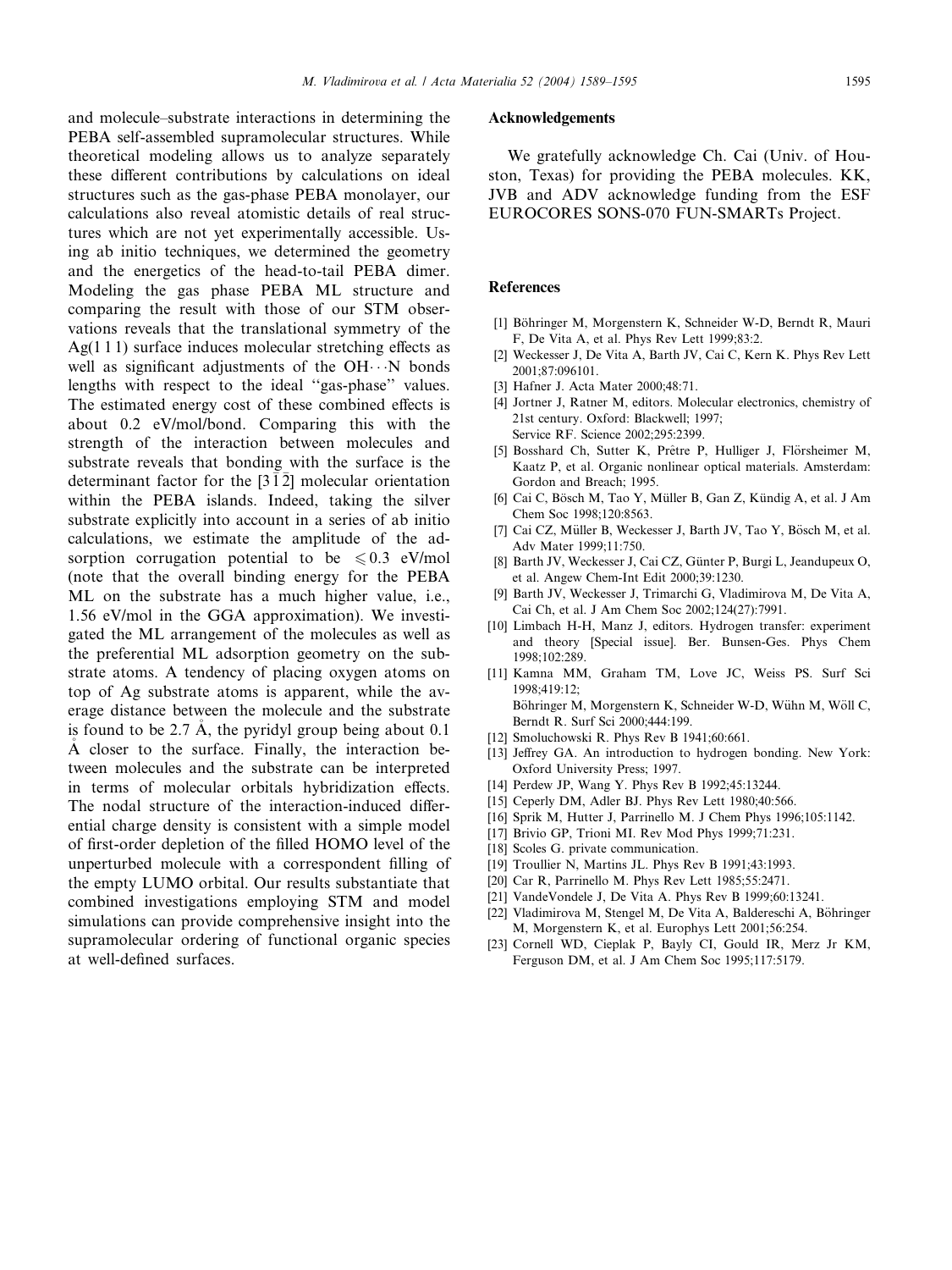and molecule–substrate interactions in determining the PEBA self-assembled supramolecular structures. While theoretical modeling allows us to analyze separately these different contributions by calculations on ideal structures such as the gas-phase PEBA monolayer, our calculations also reveal atomistic details of real structures which are not yet experimentally accessible. Using ab initio techniques, we determined the geometry and the energetics of the head-to-tail PEBA dimer. Modeling the gas phase PEBA ML structure and comparing the result with those of our STM observations reveals that the translational symmetry of the Ag(1 1 1) surface induces molecular stretching effects as well as significant adjustments of the OH···N bonds lengths with respect to the ideal "gas-phase" values. The estimated energy cost of these combined effects is about 0.2 eV/mol/bond. Comparing this with the strength of the interaction between molecules and substrate reveals that bonding with the surface is the determinant factor for the $[3\bar{1}\bar{2}]$ molecular orientation within the PEBA islands. Indeed, taking the silver substrate explicitly into account in a series of ab initio calculations, we estimate the amplitude of the adsorption corrugation potential to be $\leqslant 0.3$ eV/mol (note that the overall binding energy for the PEBA ML on the substrate has a much higher value, i.e., 1.56 eV/mol in the GGA approximation). We investigated the ML arrangement of the molecules as well as the preferential ML adsorption geometry on the substrate atoms. A tendency of placing oxygen atoms on top of Ag substrate atoms is apparent, while the average distance between the molecule and the substrate is found to be 2.7 Å, the pyridyl group being about 0.1 Å closer to the surface. Finally, the interaction between molecules and the substrate can be interpreted in terms of molecular orbitals hybridization effects. The nodal structure of the interaction-induced differential charge density is consistent with a simple model of first-order depletion of the filled HOMO level of the unperturbed molecule with a correspondent filling of the empty LUMO orbital. Our results substantiate that combined investigations employing STM and model simulations can provide comprehensive insight into the supramolecular ordering of functional organic species at well-defined surfaces.

## Acknowledgements

We gratefully acknowledge Ch. Cai (Univ. of Houston, Texas) for providing the PEBA molecules. KK, JVB and ADV acknowledge funding from the ESF EUROCORES SONS-070 FUN-SMARTs Project.

## References

[1] Böhringer M, Morgenstern K, Schneider W-D, Berndt R, Mauri F, De Vita A, et al. Phys Rev Lett 1999;83:2.

[2] Weckesser J, De Vita A, Barth JV, Cai C, Kern K. Phys Rev Lett 2001;87:096101.

[3] Hafner J. Acta Mater 2000;48:71.

[4] Jortner J, Ratner M, editors. Molecular electronics, chemistry of 21st century. Oxford: Blackwell; 1997;
Service RF. Science 2002;295:2399.

[5] Bosshard Ch, Sutter K, Prêtre P, Hulliger J, Flörsheimer M, Kaatz P, et al. Organic nonlinear optical materials. Amsterdam: Gordon and Breach; 1995.

[6] Cai C, Bösch M, Tao Y, Müller B, Gan Z, Kündig A, et al. J Am Chem Soc 1998;120:8563.

[7] Cai CZ, Müller B, Weckesser J, Barth JV, Tao Y, Bösch M, et al. Adv Mater 1999;11:750.

[8] Barth JV, Weckesser J, Cai CZ, Günter P, Burgi L, Jeandupeux O, et al. Angew Chem-Int Edit 2000;39:1230.

[9] Barth JV, Weckesser J, Trimarchi G, Vladimirova M, De Vita A, Cai Ch, et al. J Am Chem Soc 2002;124(27):7991.

[10] Limbach H-H, Manz J, editors. Hydrogen transfer: experiment and theory [Special issue]. Ber. Bunsen-Ges. Phys Chem 1998;102:289.

[11] Kamna MM, Graham TM, Love JC, Weiss PS. Surf Sci 1998;419:12;
Böhringer M, Morgenstern K, Schneider W-D, Wühn M, Wöll C, Berndt R. Surf Sci 2000;444:199.

[12] Smoluchowski R. Phys Rev B 1941;60:661.

[13] Jeffrey GA. An introduction to hydrogen bonding. New York: Oxford University Press; 1997.

[14] Perdew JP, Wang Y. Phys Rev B 1992;45:13244.

[15] Ceperly DM, Adler BJ. Phys Rev Lett 1980;40:566.

[16] Sprik M, Hutter J, Parrinello M. J Chem Phys 1996;105:1142.

[17] Brivio GP, Trioni MI. Rev Mod Phys 1999;71:231.

[18] Scoles G. private communication.

[19] Troullier N, Martins JL. Phys Rev B 1991;43:1993.

[20] Car R, Parrinello M. Phys Rev Lett 1985;55:2471.

[21] VandeVondele J, De Vita A. Phys Rev B 1999;60:13241.

[22] Vladimirova M, Stengel M, De Vita A, Baldereschi A, Böhringer M, Morgenstern K, et al. Europhys Lett 2001;56:254.

[23] Cornell WD, Cieplak P, Bayly CI, Gould IR, Merz Jr KM, Ferguson DM, et al. J Am Chem Soc 1995;117:5179.